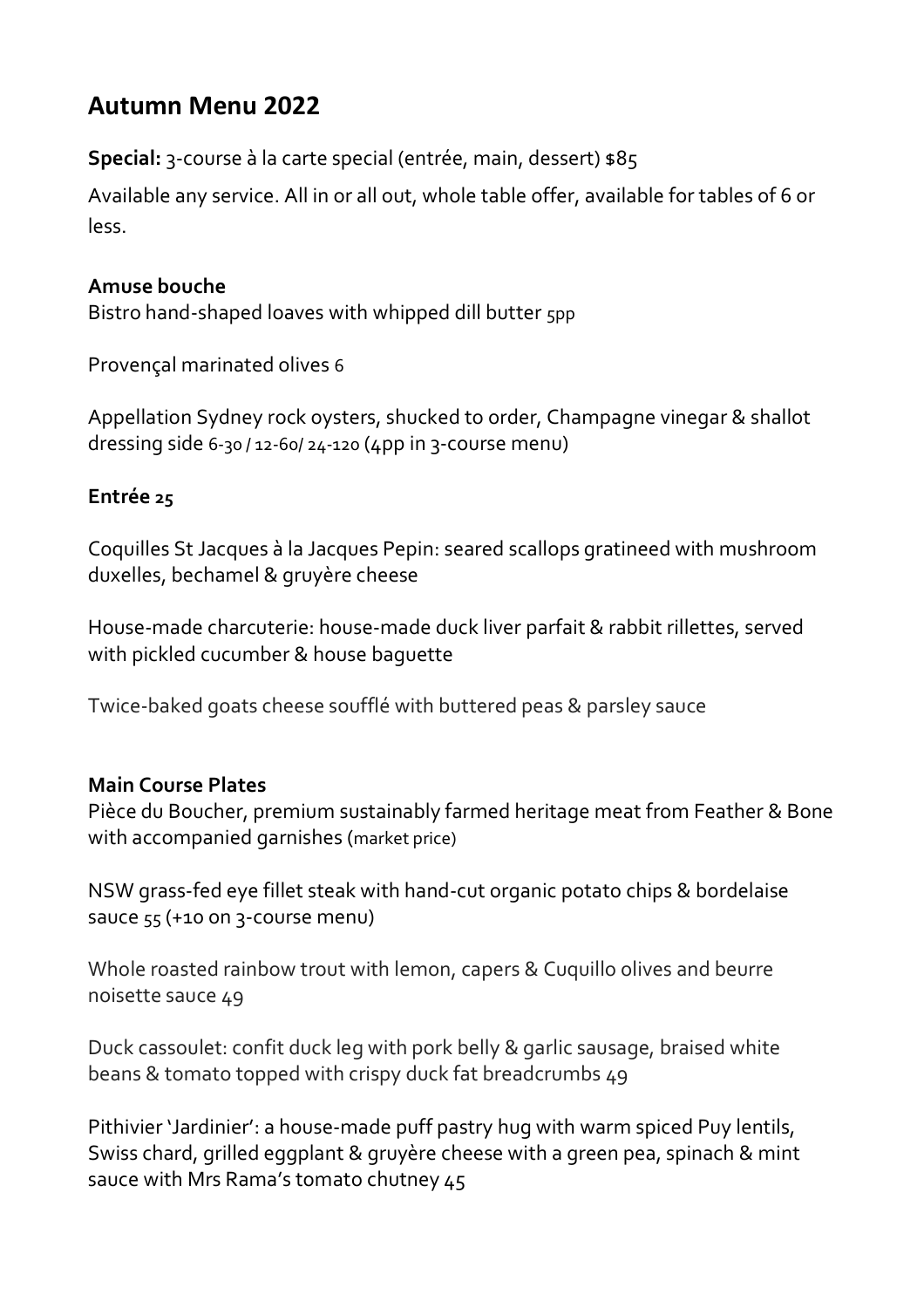# Autumn Menu 2022

**Special:** 3-course à la carte special (entrée, main, dessert) $85

Available any service. All in or all out, whole table offer, available for tables of 6 or less.

**Amuse bouche**

Bistro hand-shaped loaves with whipped dill butter 5pp

Provençal marinated olives 6

Appellation Sydney rock oysters, shucked to order, Champagne vinegar & shallot dressing side 6-30 / 12-60/ 24-120 (4pp in 3-course menu)

**Entrée 25**

Coquilles St Jacques à la Jacques Pepin: seared scallops gratineed with mushroom duxelles, bechamel & gruyère cheese

House-made charcuterie: house-made duck liver parfait & rabbit rillettes, served with pickled cucumber & house baguette

Twice-baked goats cheese soufflé with buttered peas & parsley sauce

**Main Course Plates**

Pièce du Boucher, premium sustainably farmed heritage meat from Feather & Bone with accompanied garnishes (market price)

NSW grass-fed eye fillet steak with hand-cut organic potato chips & bordelaise sauce 55 (+10 on 3-course menu)

Whole roasted rainbow trout with lemon, capers & Cuquillo olives and beurre noisette sauce 49

Duck cassoulet: confit duck leg with pork belly & garlic sausage, braised white beans & tomato topped with crispy duck fat breadcrumbs 49

Pithivier 'Jardinier': a house-made puff pastry hug with warm spiced Puy lentils, Swiss chard, grilled eggplant & gruyère cheese with a green pea, spinach & mint sauce with Mrs Rama's tomato chutney 45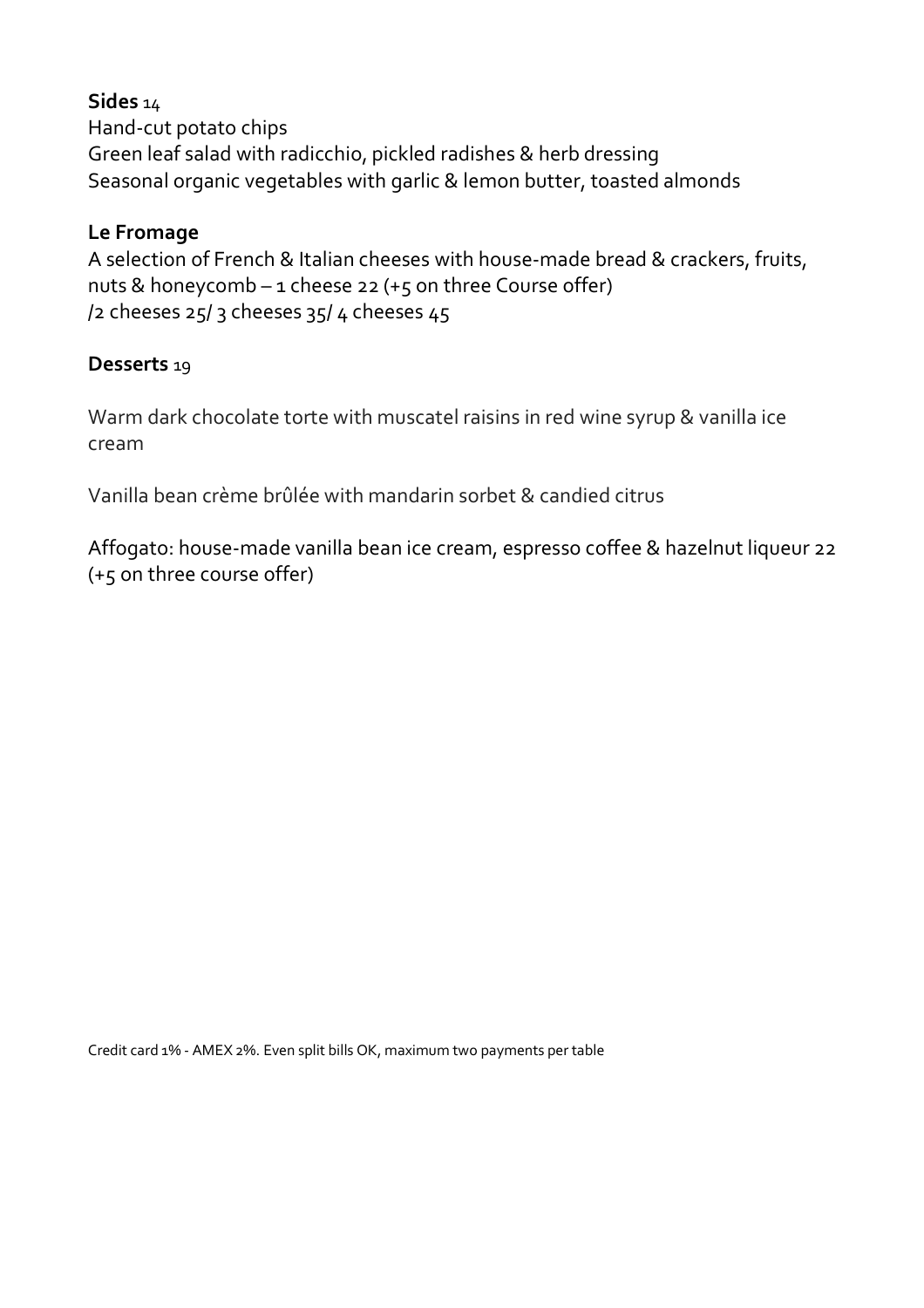**Sides** 14

Hand-cut potato chips

Green leaf salad with radicchio, pickled radishes & herb dressing

Seasonal organic vegetables with garlic & lemon butter, toasted almonds

**Le Fromage**

A selection of French & Italian cheeses with house-made bread & crackers, fruits, nuts & honeycomb – 1 cheese 22 (+5 on three Course offer) /2 cheeses 25/ 3 cheeses 35/ 4 cheeses 45

**Desserts** 19

Warm dark chocolate torte with muscatel raisins in red wine syrup & vanilla ice cream

Vanilla bean crème brûlée with mandarin sorbet & candied citrus

Affogato: house-made vanilla bean ice cream, espresso coffee & hazelnut liqueur 22 (+5 on three course offer)

Credit card 1% - AMEX 2%. Even split bills OK, maximum two payments per table